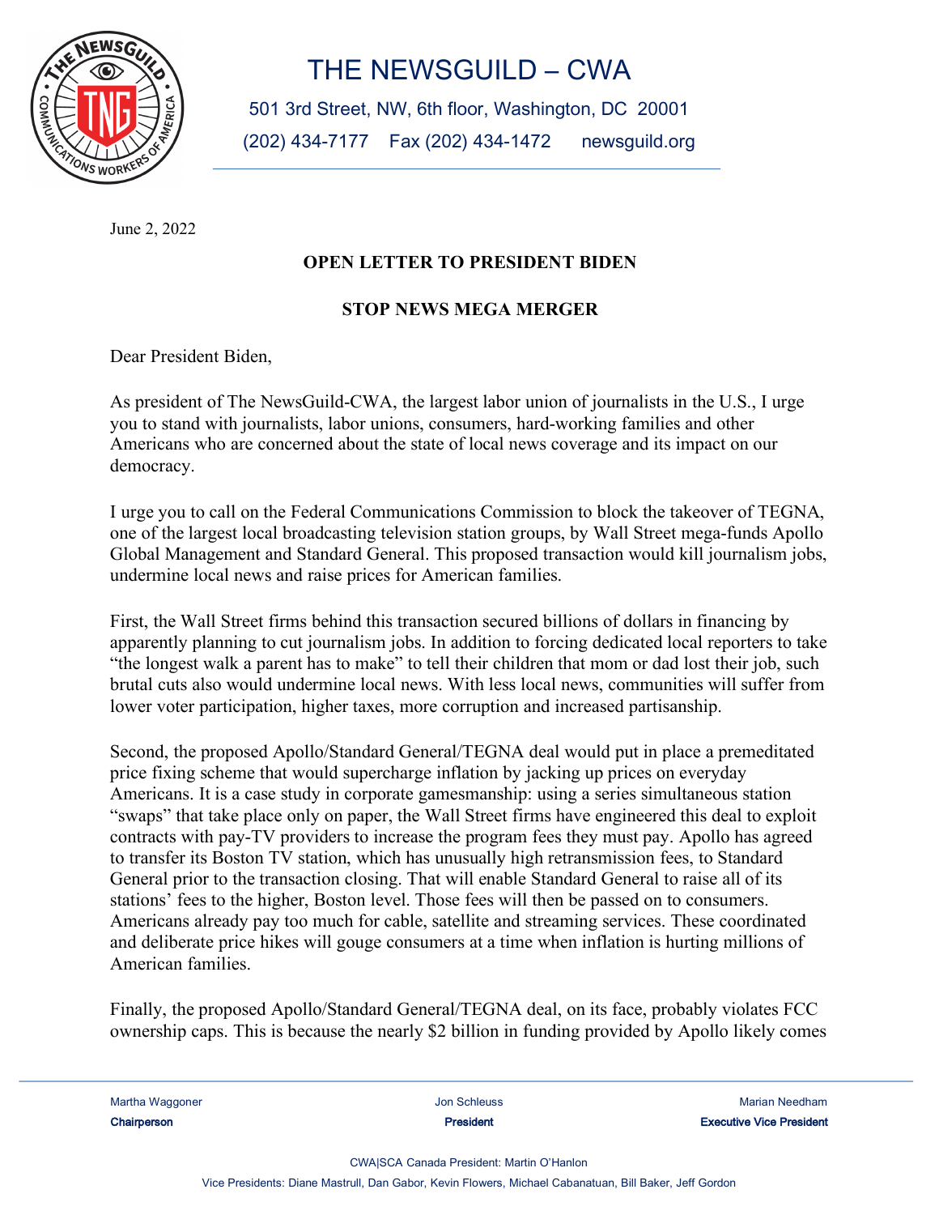# THE NEWSGUILD – CWA

501 3rd Street, NW, 6th floor, Washington, DC 20001

(202) 434-7177 Fax (202) 434-1472 newsguild.org

June 2, 2022

**OPEN LETTER TO PRESIDENT BIDEN**

**STOP NEWS MEGA MERGER**

Dear President Biden,

As president of The NewsGuild-CWA, the largest labor union of journalists in the U.S., I urge you to stand with journalists, labor unions, consumers, hard-working families and other Americans who are concerned about the state of local news coverage and its impact on our democracy.

I urge you to call on the Federal Communications Commission to block the takeover of TEGNA, one of the largest local broadcasting television station groups, by Wall Street mega-funds Apollo Global Management and Standard General. This proposed transaction would kill journalism jobs, undermine local news and raise prices for American families.

First, the Wall Street firms behind this transaction secured billions of dollars in financing by apparently planning to cut journalism jobs. In addition to forcing dedicated local reporters to take "the longest walk a parent has to make" to tell their children that mom or dad lost their job, such brutal cuts also would undermine local news. With less local news, communities will suffer from lower voter participation, higher taxes, more corruption and increased partisanship.

Second, the proposed Apollo/Standard General/TEGNA deal would put in place a premeditated price fixing scheme that would supercharge inflation by jacking up prices on everyday Americans. It is a case study in corporate gamesmanship: using a series simultaneous station "swaps" that take place only on paper, the Wall Street firms have engineered this deal to exploit contracts with pay-TV providers to increase the program fees they must pay. Apollo has agreed to transfer its Boston TV station, which has unusually high retransmission fees, to Standard General prior to the transaction closing. That will enable Standard General to raise all of its stations' fees to the higher, Boston level. Those fees will then be passed on to consumers. Americans already pay too much for cable, satellite and streaming services. These coordinated and deliberate price hikes will gouge consumers at a time when inflation is hurting millions of American families.

Finally, the proposed Apollo/Standard General/TEGNA deal, on its face, probably violates FCC ownership caps. This is because the nearly $2 billion in funding provided by Apollo likely comes

Martha Waggoner **Chairperson** | Jon Schleuss **President** | Marian Needham **Executive Vice President**

CWA|SCA Canada President: Martin O'Hanlon

Vice Presidents: Diane Mastrull, Dan Gabor, Kevin Flowers, Michael Cabanatuan, Bill Baker, Jeff Gordon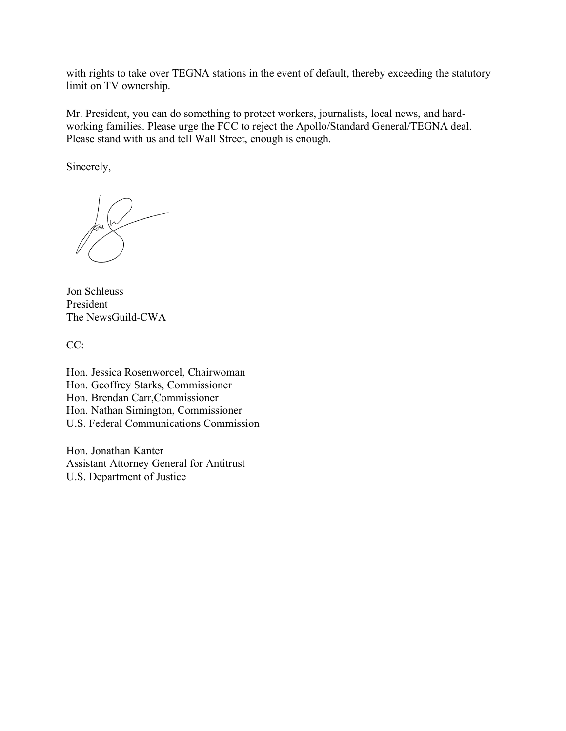with rights to take over TEGNA stations in the event of default, thereby exceeding the statutory limit on TV ownership.

Mr. President, you can do something to protect workers, journalists, local news, and hard-working families. Please urge the FCC to reject the Apollo/Standard General/TEGNA deal. Please stand with us and tell Wall Street, enough is enough.

Sincerely,

Jon Schleuss
President
The NewsGuild-CWA

CC:

Hon. Jessica Rosenworcel, Chairwoman
Hon. Geoffrey Starks, Commissioner
Hon. Brendan Carr,Commissioner
Hon. Nathan Simington, Commissioner
U.S. Federal Communications Commission

Hon. Jonathan Kanter
Assistant Attorney General for Antitrust
U.S. Department of Justice